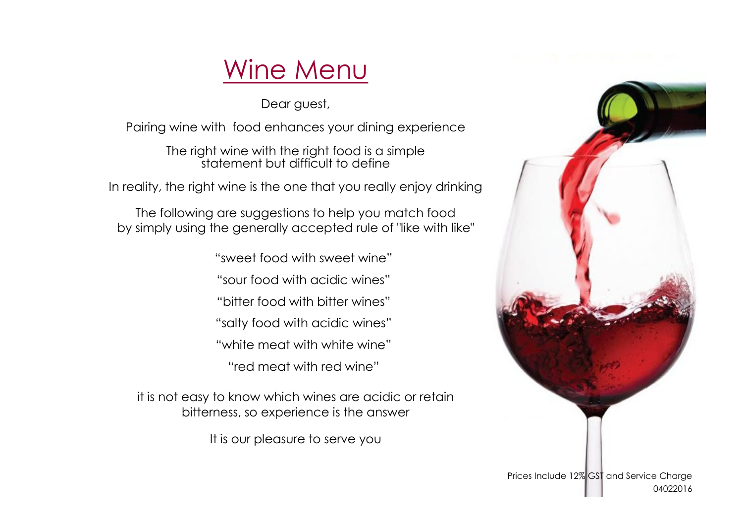# Wine Menu

Dear guest,

Pairing wine with food enhances your dining experience

The right wine with the right food is a simple statement but difficult to define

In reality, the right wine is the one that you really enjoy drinking

The following are suggestions to help you match food by simply using the generally accepted rule of "like with like"

"sweet food with sweet wine"

"sour food with acidic wines"

"bitter food with bitter wines"

"salty food with acidic wines"

"white meat with white wine"

"red meat with red wine"

it is not easy to know which wines are acidic or retain bitterness, so experience is the answer

It is our pleasure to serve you

Prices Include 12% GST and Service Charge

04022016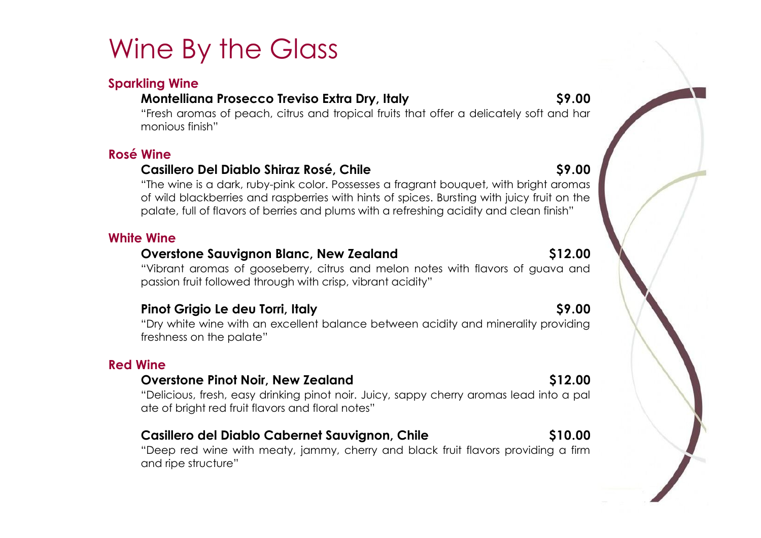# Wine By the Glass

## Sparkling Wine

**Montelliana Prosecco Treviso Extra Dry, Italy** **$9.00**

"Fresh aromas of peach, citrus and tropical fruits that offer a delicately soft and har monious finish"

## Rosé Wine

**Casillero Del Diablo Shiraz Rosé, Chile** **$9.00**

"The wine is a dark, ruby-pink color. Possesses a fragrant bouquet, with bright aromas of wild blackberries and raspberries with hints of spices. Bursting with juicy fruit on the palate, full of flavors of berries and plums with a refreshing acidity and clean finish"

## White Wine

**Overstone Sauvignon Blanc, New Zealand** **$12.00**

"Vibrant aromas of gooseberry, citrus and melon notes with flavors of guava and passion fruit followed through with crisp, vibrant acidity"

**Pinot Grigio Le deu Torri, Italy** **$9.00**

"Dry white wine with an excellent balance between acidity and minerality providing freshness on the palate"

## Red Wine

**Overstone Pinot Noir, New Zealand** **$12.00**

"Delicious, fresh, easy drinking pinot noir. Juicy, sappy cherry aromas lead into a pal ate of bright red fruit flavors and floral notes"

**Casillero del Diablo Cabernet Sauvignon, Chile** **$10.00**

"Deep red wine with meaty, jammy, cherry and black fruit flavors providing a firm and ripe structure"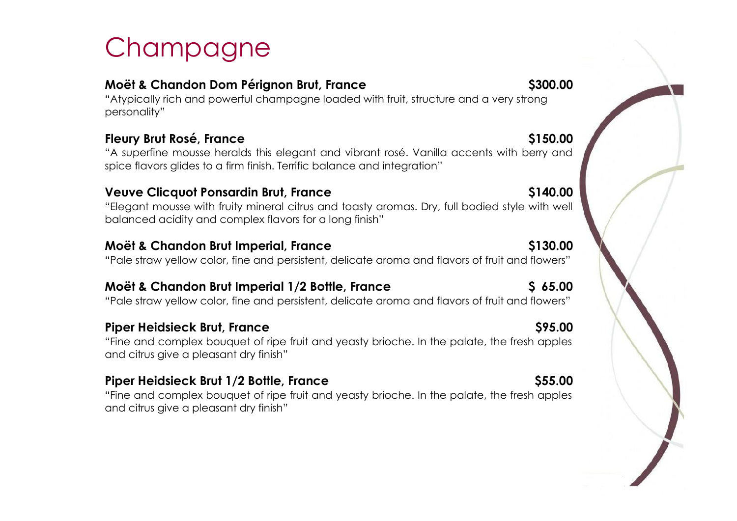# Champagne

**Moët & Chandon Dom Pérignon Brut, France** **$300.00**

"Atypically rich and powerful champagne loaded with fruit, structure and a very strong personality"

**Fleury Brut Rosé, France** **$150.00**

"A superfine mousse heralds this elegant and vibrant rosé. Vanilla accents with berry and spice flavors glides to a firm finish. Terrific balance and integration"

**Veuve Clicquot Ponsardin Brut, France** **$140.00**

"Elegant mousse with fruity mineral citrus and toasty aromas. Dry, full bodied style with well balanced acidity and complex flavors for a long finish"

**Moët & Chandon Brut Imperial, France** **$130.00**

"Pale straw yellow color, fine and persistent, delicate aroma and flavors of fruit and flowers"

**Moët & Chandon Brut Imperial 1/2 Bottle, France** **$ 65.00**

"Pale straw yellow color, fine and persistent, delicate aroma and flavors of fruit and flowers"

**Piper Heidsieck Brut, France** **$95.00**

"Fine and complex bouquet of ripe fruit and yeasty brioche. In the palate, the fresh apples and citrus give a pleasant dry finish"

**Piper Heidsieck Brut 1/2 Bottle, France** **$55.00**

"Fine and complex bouquet of ripe fruit and yeasty brioche. In the palate, the fresh apples and citrus give a pleasant dry finish"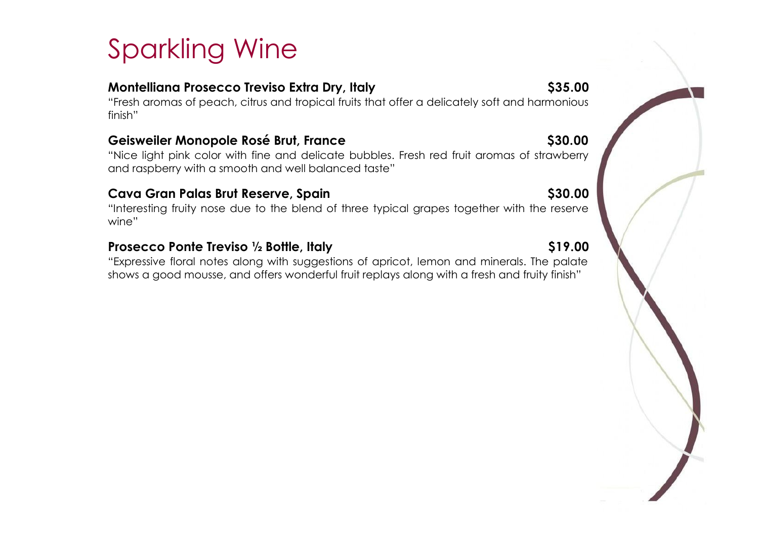# Sparkling Wine

**Montelliana Prosecco Treviso Extra Dry, Italy** **$35.00**
"Fresh aromas of peach, citrus and tropical fruits that offer a delicately soft and harmonious finish"

**Geisweiler Monopole Rosé Brut, France** **$30.00**
"Nice light pink color with fine and delicate bubbles. Fresh red fruit aromas of strawberry and raspberry with a smooth and well balanced taste"

**Cava Gran Palas Brut Reserve, Spain** **$30.00**
"Interesting fruity nose due to the blend of three typical grapes together with the reserve wine"

**Prosecco Ponte Treviso ½ Bottle, Italy** **$19.00**
"Expressive floral notes along with suggestions of apricot, lemon and minerals. The palate shows a good mousse, and offers wonderful fruit replays along with a fresh and fruity finish"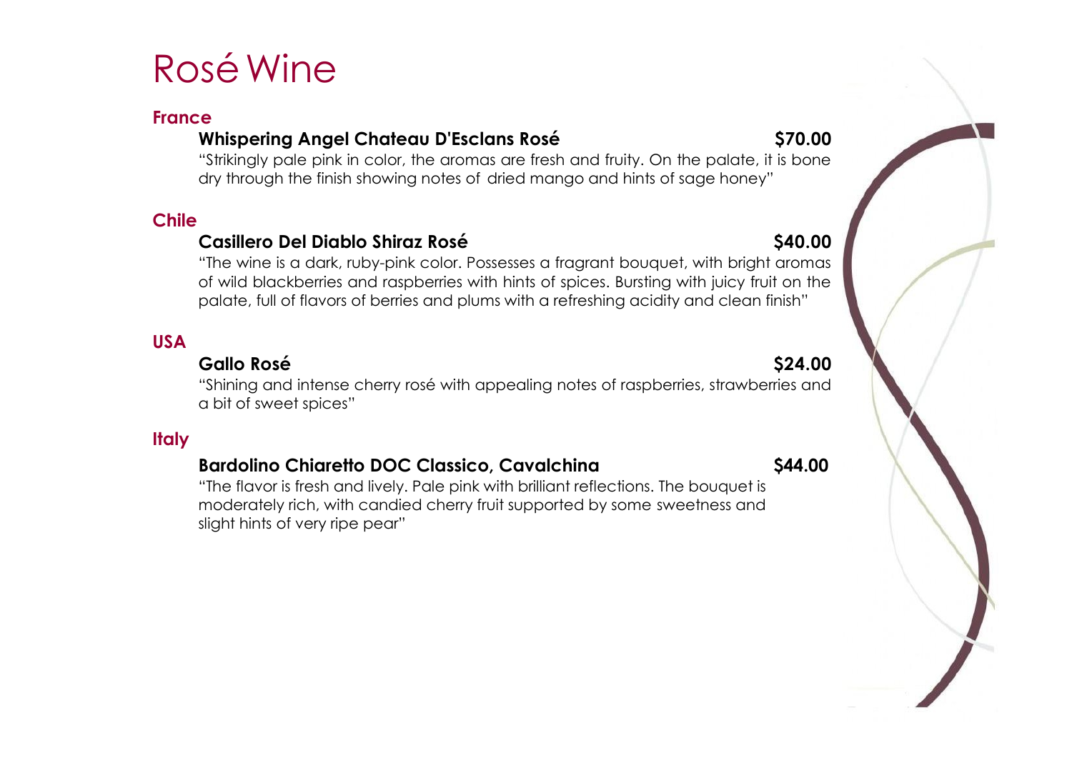# Rosé Wine

## France

### Whispering Angel Chateau D'Esclans Rosé — $70.00

"Strikingly pale pink in color, the aromas are fresh and fruity. On the palate, it is bone dry through the finish showing notes of dried mango and hints of sage honey"

## Chile

### Casillero Del Diablo Shiraz Rosé — $40.00

"The wine is a dark, ruby-pink color. Possesses a fragrant bouquet, with bright aromas of wild blackberries and raspberries with hints of spices. Bursting with juicy fruit on the palate, full of flavors of berries and plums with a refreshing acidity and clean finish"

## USA

### Gallo Rosé — $24.00

"Shining and intense cherry rosé with appealing notes of raspberries, strawberries and a bit of sweet spices"

## Italy

### Bardolino Chiaretto DOC Classico, Cavalchina — $44.00

"The flavor is fresh and lively. Pale pink with brilliant reflections. The bouquet is moderately rich, with candied cherry fruit supported by some sweetness and slight hints of very ripe pear"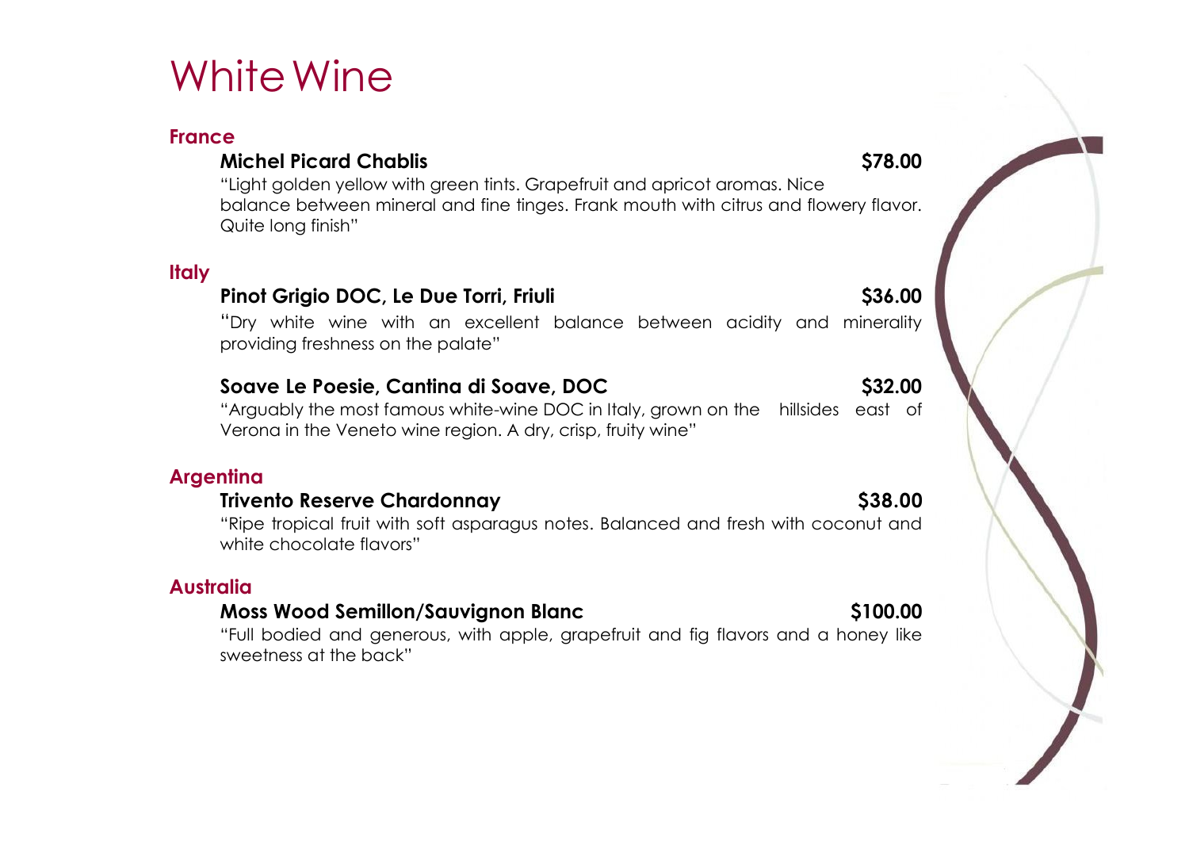# White Wine

## France

**Michel Picard Chablis** **$78.00**

"Light golden yellow with green tints. Grapefruit and apricot aromas. Nice balance between mineral and fine tinges. Frank mouth with citrus and flowery flavor. Quite long finish"

## Italy

**Pinot Grigio DOC, Le Due Torri, Friuli** **$36.00**

"Dry white wine with an excellent balance between acidity and minerality providing freshness on the palate"

**Soave Le Poesie, Cantina di Soave, DOC** **$32.00**

"Arguably the most famous white-wine DOC in Italy, grown on the hillsides east of Verona in the Veneto wine region. A dry, crisp, fruity wine"

## Argentina

**Trivento Reserve Chardonnay** **$38.00**

"Ripe tropical fruit with soft asparagus notes. Balanced and fresh with coconut and white chocolate flavors"

## Australia

**Moss Wood Semillon/Sauvignon Blanc** **$100.00**

"Full bodied and generous, with apple, grapefruit and fig flavors and a honey like sweetness at the back"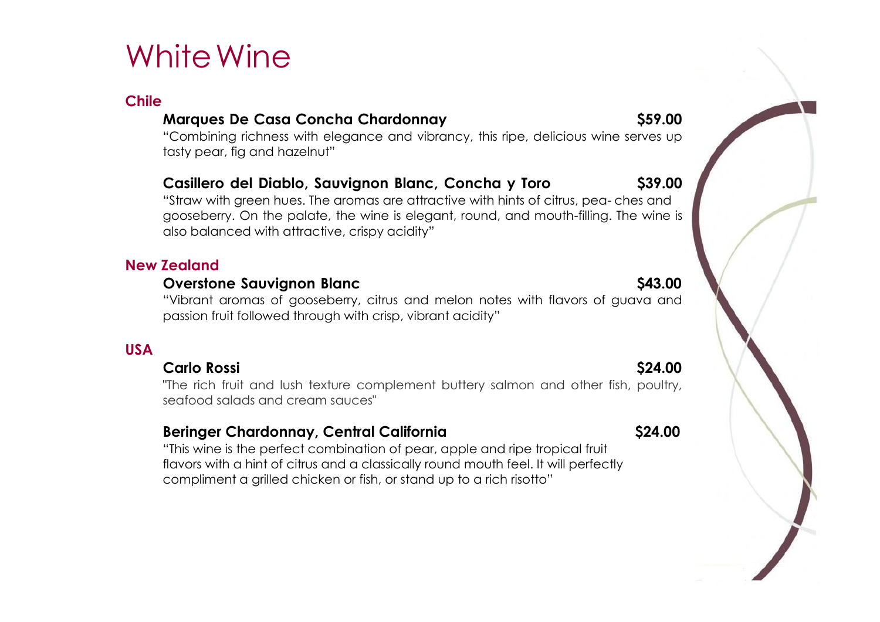# White Wine

## Chile

### Marques De Casa Concha Chardonnay — $59.00

“Combining richness with elegance and vibrancy, this ripe, delicious wine serves up tasty pear, fig and hazelnut”

### Casillero del Diablo, Sauvignon Blanc, Concha y Toro — $39.00

“Straw with green hues. The aromas are attractive with hints of citrus, pea- ches and gooseberry. On the palate, the wine is elegant, round, and mouth-filling. The wine is also balanced with attractive, crispy acidity”

## New Zealand

### Overstone Sauvignon Blanc — $43.00

“Vibrant aromas of gooseberry, citrus and melon notes with flavors of guava and passion fruit followed through with crisp, vibrant acidity”

## USA

### Carlo Rossi — $24.00

"The rich fruit and lush texture complement buttery salmon and other fish, poultry, seafood salads and cream sauces"

### Beringer Chardonnay, Central California — $24.00

“This wine is the perfect combination of pear, apple and ripe tropical fruit flavors with a hint of citrus and a classically round mouth feel. It will perfectly compliment a grilled chicken or fish, or stand up to a rich risotto”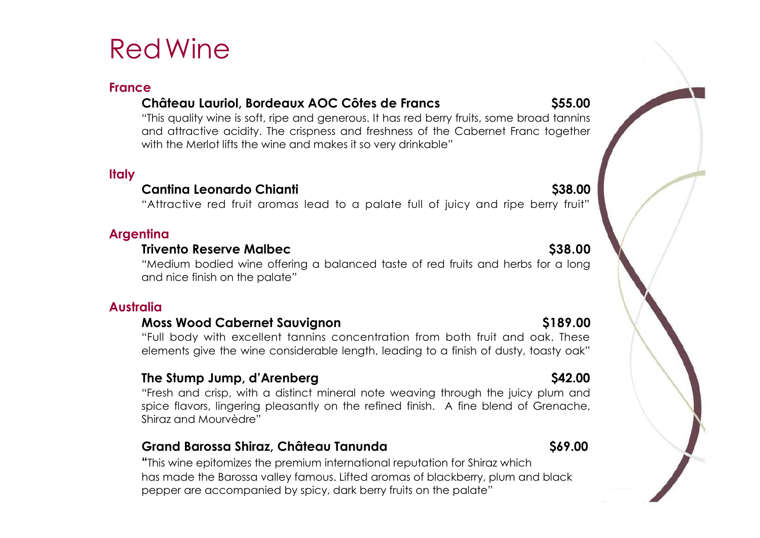# Red Wine

## France

### Château Lauriol, Bordeaux AOC Côtes de Francs — $55.00

"This quality wine is soft, ripe and generous. It has red berry fruits, some broad tannins and attractive acidity. The crispness and freshness of the Cabernet Franc together with the Merlot lifts the wine and makes it so very drinkable"

## Italy

### Cantina Leonardo Chianti — $38.00

"Attractive red fruit aromas lead to a palate full of juicy and ripe berry fruit"

## Argentina

### Trivento Reserve Malbec — $38.00

"Medium bodied wine offering a balanced taste of red fruits and herbs for a long and nice finish on the palate"

## Australia

### Moss Wood Cabernet Sauvignon — $189.00

"Full body with excellent tannins concentration from both fruit and oak. These elements give the wine considerable length, leading to a finish of dusty, toasty oak"

### The Stump Jump, d'Arenberg — $42.00

"Fresh and crisp, with a distinct mineral note weaving through the juicy plum and spice flavors, lingering pleasantly on the refined finish. A fine blend of Grenache, Shiraz and Mourvèdre"

### Grand Barossa Shiraz, Château Tanunda — $69.00

"This wine epitomizes the premium international reputation for Shiraz which has made the Barossa valley famous. Lifted aromas of blackberry, plum and black pepper are accompanied by spicy, dark berry fruits on the palate"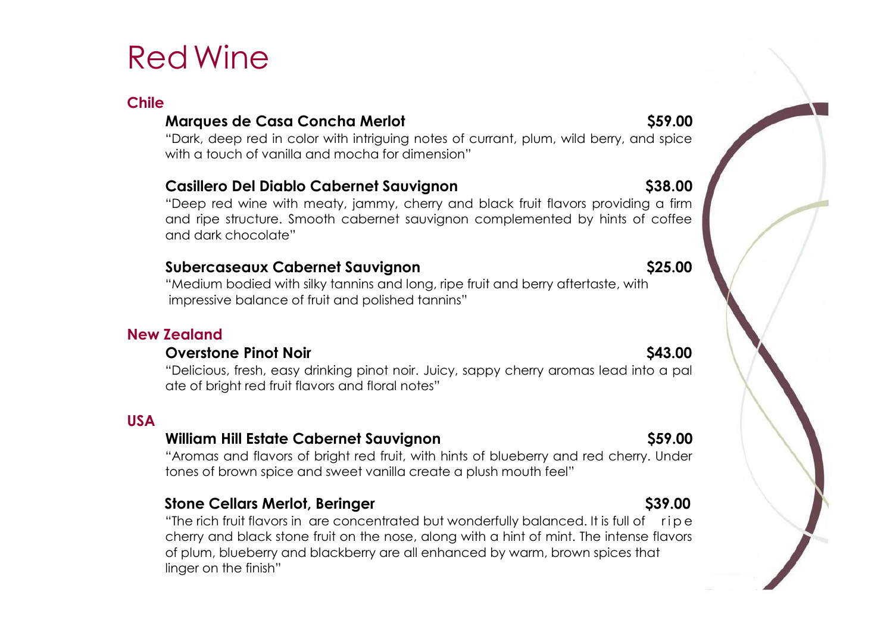# Red Wine

## Chile

**Marques de Casa Concha Merlot** **$59.00**

"Dark, deep red in color with intriguing notes of currant, plum, wild berry, and spice with a touch of vanilla and mocha for dimension"

**Casillero Del Diablo Cabernet Sauvignon** **$38.00**

"Deep red wine with meaty, jammy, cherry and black fruit flavors providing a firm and ripe structure. Smooth cabernet sauvignon complemented by hints of coffee and dark chocolate"

**Subercaseaux Cabernet Sauvignon** **$25.00**

"Medium bodied with silky tannins and long, ripe fruit and berry aftertaste, with impressive balance of fruit and polished tannins"

## New Zealand

**Overstone Pinot Noir** **$43.00**

"Delicious, fresh, easy drinking pinot noir. Juicy, sappy cherry aromas lead into a pal ate of bright red fruit flavors and floral notes"

## USA

**William Hill Estate Cabernet Sauvignon** **$59.00**

"Aromas and flavors of bright red fruit, with hints of blueberry and red cherry. Under tones of brown spice and sweet vanilla create a plush mouth feel"

**Stone Cellars Merlot, Beringer** **$39.00**

"The rich fruit flavors in are concentrated but wonderfully balanced. It is full of ripe cherry and black stone fruit on the nose, along with a hint of mint. The intense flavors of plum, blueberry and blackberry are all enhanced by warm, brown spices that linger on the finish"